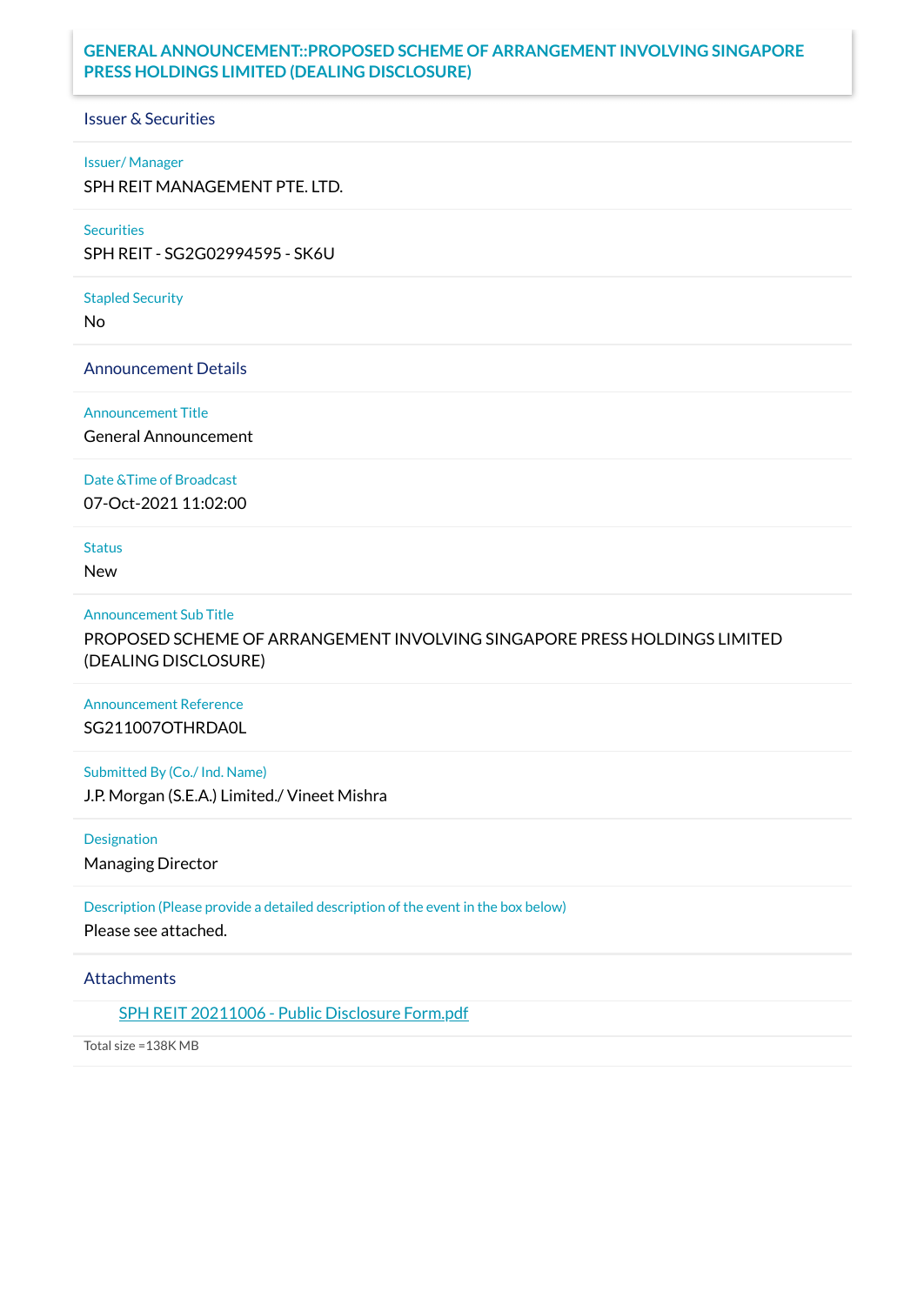# GENERAL ANNOUNCEMENT::PROPOSED SCHEME OF ARRANGEMENT INVOLVING SINGAPORE PRESS HOLDINGS LIMITED (DEALING DISCLOSURE)

## Issuer & Securities

**Issuer/ Manager**

SPH REIT MANAGEMENT PTE. LTD.

**Securities**

SPH REIT - SG2G02994595 - SK6U

**Stapled Security**

No

## Announcement Details

**Announcement Title**

General Announcement

**Date &Time of Broadcast**

07-Oct-2021 11:02:00

**Status**

New

**Announcement Sub Title**

PROPOSED SCHEME OF ARRANGEMENT INVOLVING SINGAPORE PRESS HOLDINGS LIMITED (DEALING DISCLOSURE)

**Announcement Reference**

SG211007OTHRDA0L

**Submitted By (Co./ Ind. Name)**

J.P. Morgan (S.E.A.) Limited./ Vineet Mishra

**Designation**

Managing Director

**Description (Please provide a detailed description of the event in the box below)**

Please see attached.

## Attachments

SPH REIT 20211006 - Public Disclosure Form.pdf

Total size =138K MB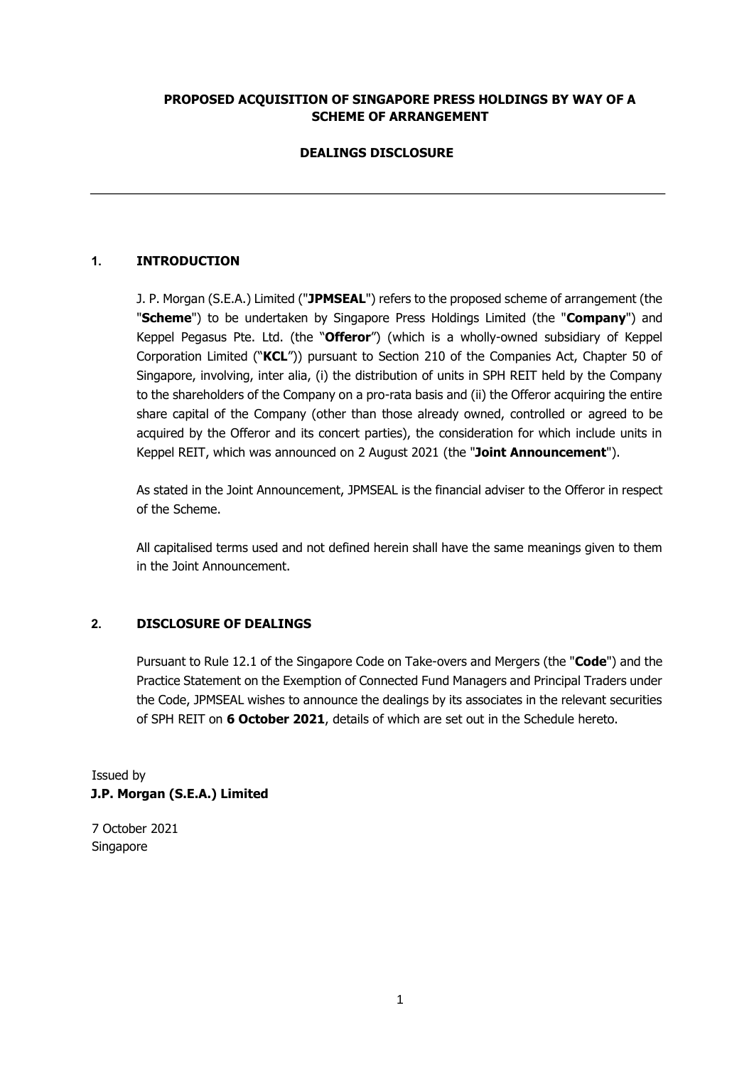**PROPOSED ACQUISITION OF SINGAPORE PRESS HOLDINGS BY WAY OF A SCHEME OF ARRANGEMENT**

**DEALINGS DISCLOSURE**

---

## 1. INTRODUCTION

J. P. Morgan (S.E.A.) Limited ("**JPMSEAL**") refers to the proposed scheme of arrangement (the "**Scheme**") to be undertaken by Singapore Press Holdings Limited (the "**Company**") and Keppel Pegasus Pte. Ltd. (the "**Offeror**") (which is a wholly-owned subsidiary of Keppel Corporation Limited ("**KCL**")) pursuant to Section 210 of the Companies Act, Chapter 50 of Singapore, involving, inter alia, (i) the distribution of units in SPH REIT held by the Company to the shareholders of the Company on a pro-rata basis and (ii) the Offeror acquiring the entire share capital of the Company (other than those already owned, controlled or agreed to be acquired by the Offeror and its concert parties), the consideration for which include units in Keppel REIT, which was announced on 2 August 2021 (the "**Joint Announcement**").

As stated in the Joint Announcement, JPMSEAL is the financial adviser to the Offeror in respect of the Scheme.

All capitalised terms used and not defined herein shall have the same meanings given to them in the Joint Announcement.

## 2. DISCLOSURE OF DEALINGS

Pursuant to Rule 12.1 of the Singapore Code on Take-overs and Mergers (the "**Code**") and the Practice Statement on the Exemption of Connected Fund Managers and Principal Traders under the Code, JPMSEAL wishes to announce the dealings by its associates in the relevant securities of SPH REIT on **6 October 2021**, details of which are set out in the Schedule hereto.

Issued by
**J.P. Morgan (S.E.A.) Limited**

7 October 2021
Singapore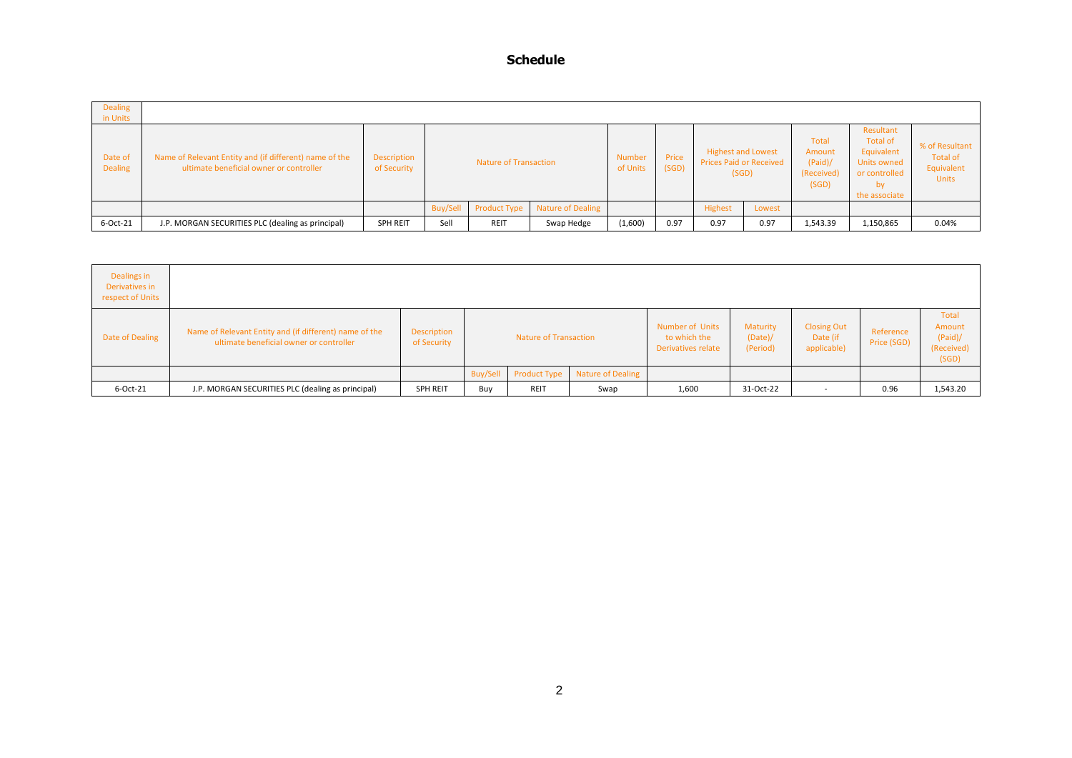## Schedule

| Dealing in Units | | | | | | | | | | | | | |
|---|---|---|---|---|---|---|---|---|---|---|---|---|---|
| Date of Dealing | Name of Relevant Entity and (if different) name of the ultimate beneficial owner or controller | Description of Security | Nature of Transaction | | | Number of Units | Price (SGD) | Highest and Lowest Prices Paid or Received (SGD) | | Total Amount (Paid)/ (Received) (SGD) | Resultant Total of Equivalent Units owned or controlled by the associate | % of Resultant Total of Equivalent Units |
| | | | Buy/Sell | Product Type | Nature of Dealing | | | Highest | Lowest | | | |
| 6-Oct-21 | J.P. MORGAN SECURITIES PLC (dealing as principal) | SPH REIT | Sell | REIT | Swap Hedge | (1,600) | 0.97 | 0.97 | 0.97 | 1,543.39 | 1,150,865 | 0.04% |

| Dealings in Derivatives in respect of Units | | | | | | | | | | |
|---|---|---|---|---|---|---|---|---|---|---|
| Date of Dealing | Name of Relevant Entity and (if different) name of the ultimate beneficial owner or controller | Description of Security | Nature of Transaction | | | Number of Units to which the Derivatives relate | Maturity (Date)/ (Period) | Closing Out Date (if applicable) | Reference Price (SGD) | Total Amount (Paid)/ (Received) (SGD) |
| | | | Buy/Sell | Product Type | Nature of Dealing | | | | | |
| 6-Oct-21 | J.P. MORGAN SECURITIES PLC (dealing as principal) | SPH REIT | Buy | REIT | Swap | 1,600 | 31-Oct-22 | - | 0.96 | 1,543.20 |